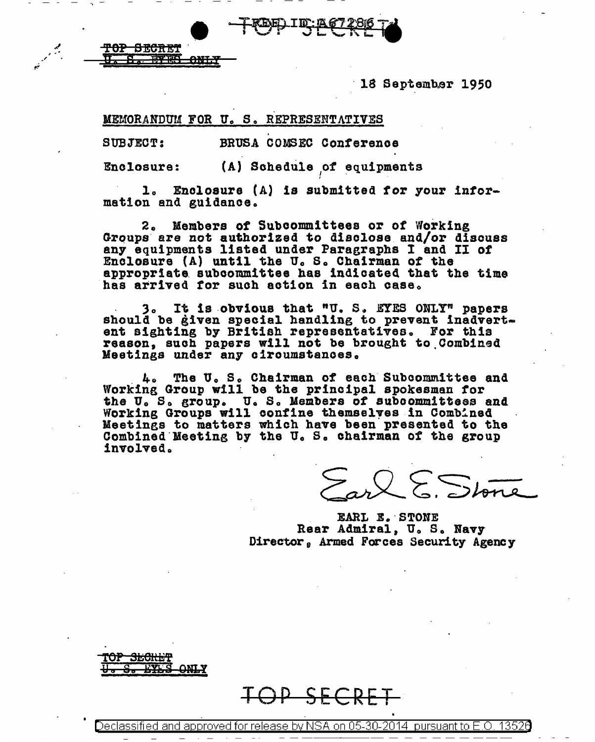TOP SECRET
U. S. EYES ONLY

18 September 1950

MEMORANDUM FOR U. S. REPRESENTATIVES

SUBJECT: BRUSA COMSEC Conference

Enclosure: (A) Schedule of equipments

1. Enclosure (A) is submitted for your information and guidance.

2. Members of Subcommittees or of Working Groups are not authorized to disclose and/or discuss any equipments listed under Paragraphs I and II of Enclosure (A) until the U. S. Chairman of the appropriate subcommittee has indicated that the time has arrived for such action in each case.

3. It is obvious that "U. S. EYES ONLY" papers should be given special handling to prevent inadvertent sighting by British representatives. For this reason, such papers will not be brought to Combined Meetings under any circumstances.

4. The U. S. Chairman of each Subcommittee and Working Group will be the principal spokesman for the U. S. group. U. S. Members of subcommittees and Working Groups will confine themselves in Combined Meetings to matters which have been presented to the Combined Meeting by the U. S. chairman of the group involved.

Earl E. Stone

EARL E. STONE
Rear Admiral, U. S. Navy
Director, Armed Forces Security Agency

TOP SECRET
U. S. EYES ONLY

TOP SECRET

Declassified and approved for release by NSA on 05-30-2014 pursuant to E.O. 13526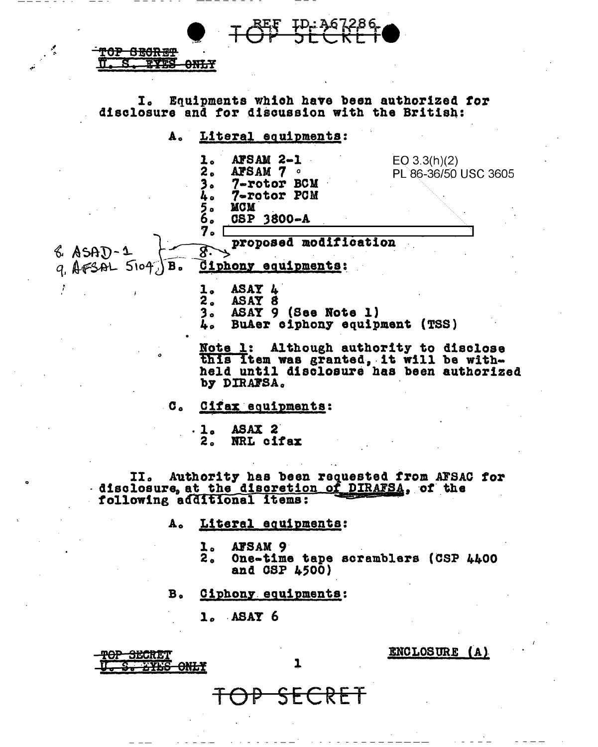TOP SECRET
U. S. EYES ONLY

I. Equipments which have been authorized for disclosure and for discussion with the British:

A. Literal equipments:

1. AFSAM 2-1
2. AFSAM 7
3. 7-rotor BCM
4. 7-rotor PCM
5. MCM
6. CSP 3800-A
7. [redacted] proposed modification
8. ASAD-1
9. AFSAL 5104

EO 3.3(h)(2)
PL 86-36/50 USC 3605

B. Ciphony equipments:

1. ASAY 4
2. ASAY 8
3. ASAY 9 (See Note 1)
4. BuAer ciphony equipment (TSS)

Note 1: Although authority to disclose this item was granted, it will be withheld until disclosure has been authorized by DIRAFSA.

C. Cifax equipments:

1. ASAX 2
2. NRL cifax

II. Authority has been requested from AFSAC for disclosure, at the discretion of DIRAFSA, of the following additional items:

A. Literal equipments:

1. AFSAM 9
2. One-time tape scramblers (CSP 4400 and CSP 4500)

B. Ciphony equipments:

1. ASAY 6

ENCLOSURE (A)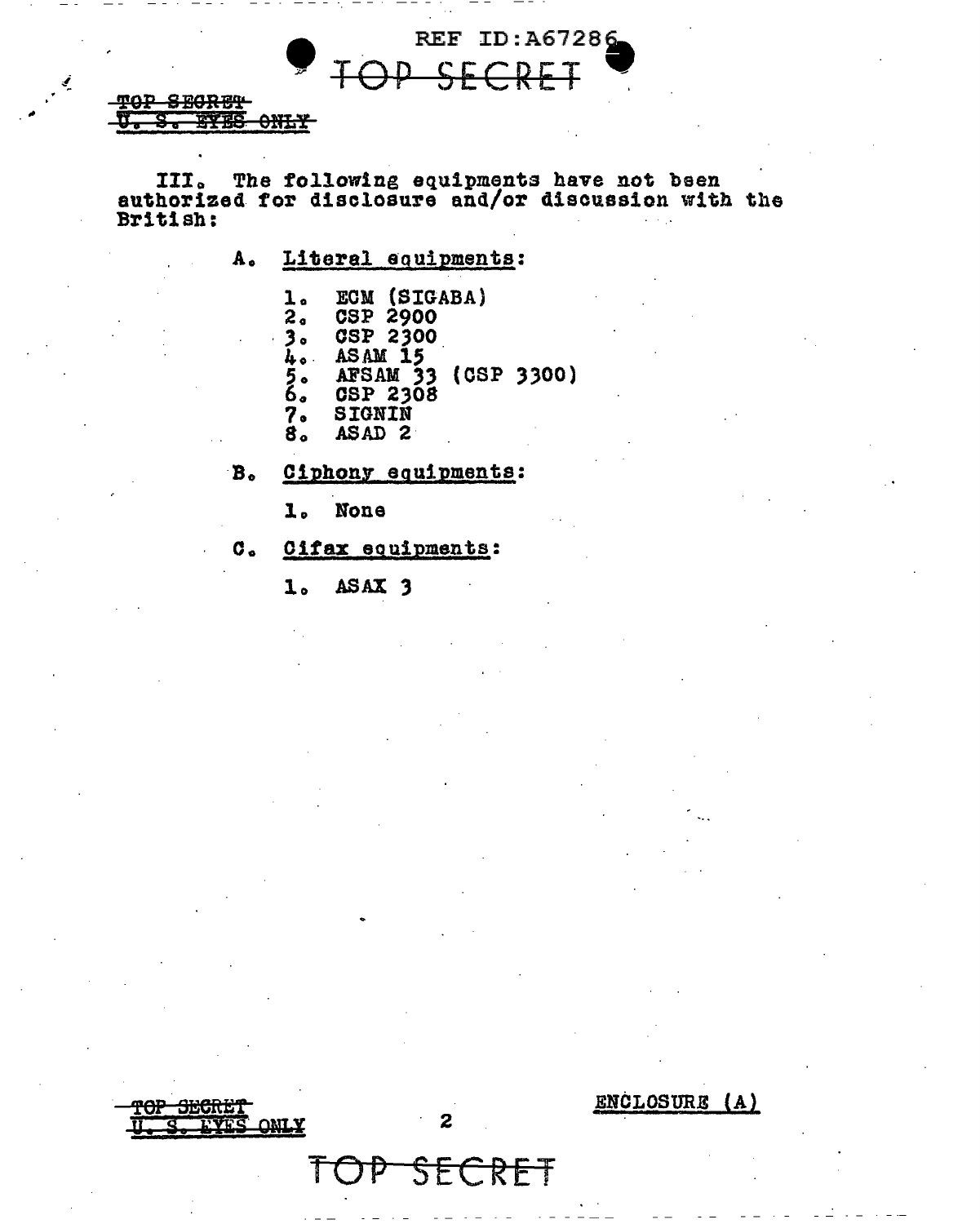III. The following equipments have not been authorized for disclosure and/or discussion with the British:

A. Literal equipments:

1. ECM (SIGABA)
2. CSP 2900
3. CSP 2300
4. ASAM 15
5. AFSAM 33 (CSP 3300)
6. CSP 2308
7. SIGNIN
8. ASAD 2

B. Ciphony equipments:

1. None

C. Cifax equipments:

1. ASAX 3

ENCLOSURE (A)